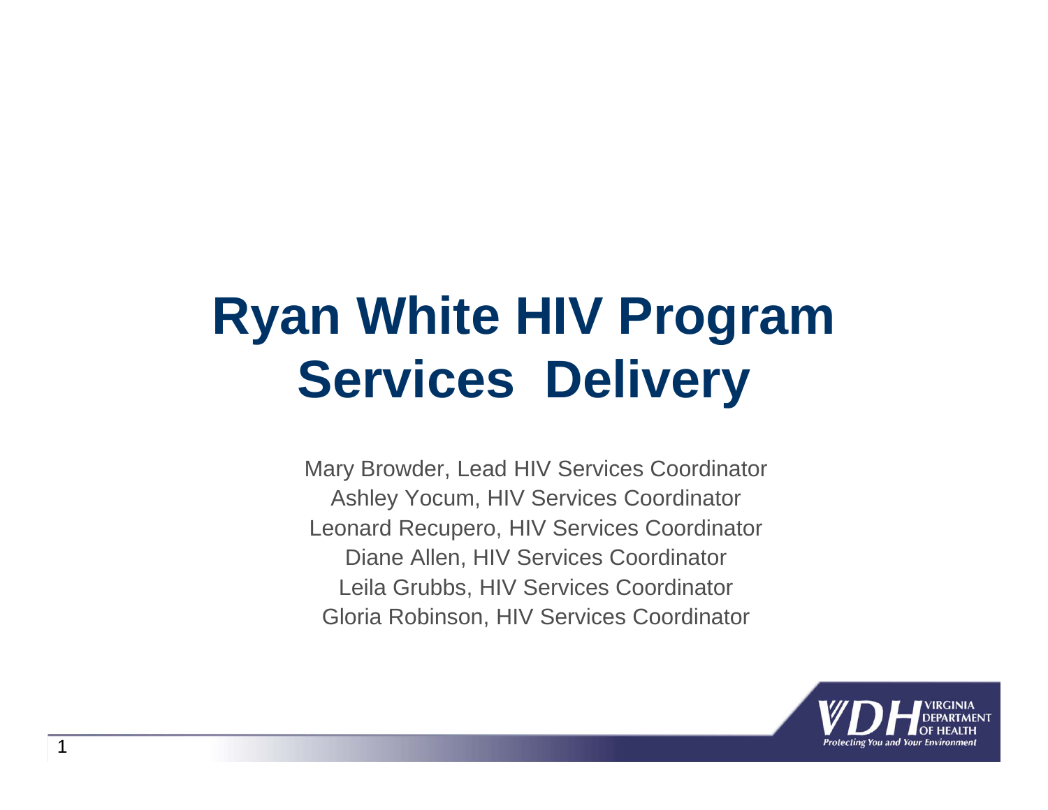# Ryan White HIV Program Services Delivery

Mary Browder, Lead HIV Services Coordinator
Ashley Yocum, HIV Services Coordinator
Leonard Recupero, HIV Services Coordinator
Diane Allen, HIV Services Coordinator
Leila Grubbs, HIV Services Coordinator
Gloria Robinson, HIV Services Coordinator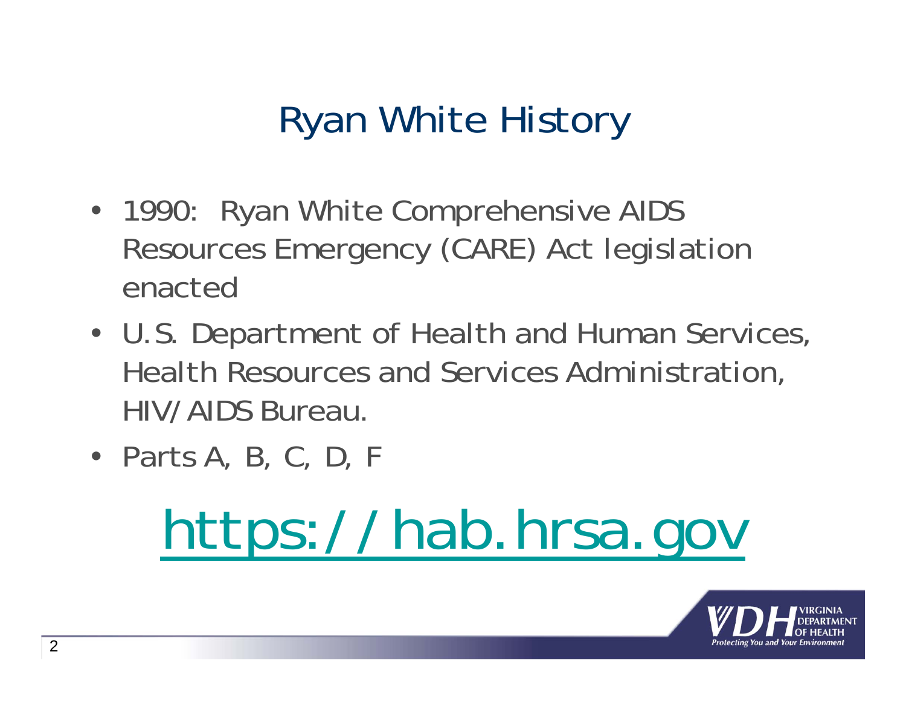# Ryan White History

- 1990: Ryan White Comprehensive AIDS Resources Emergency (CARE) Act legislation enacted
- U.S. Department of Health and Human Services, Health Resources and Services Administration, HIV/AIDS Bureau.
- Parts A, B, C, D, F

## https://hab.hrsa.gov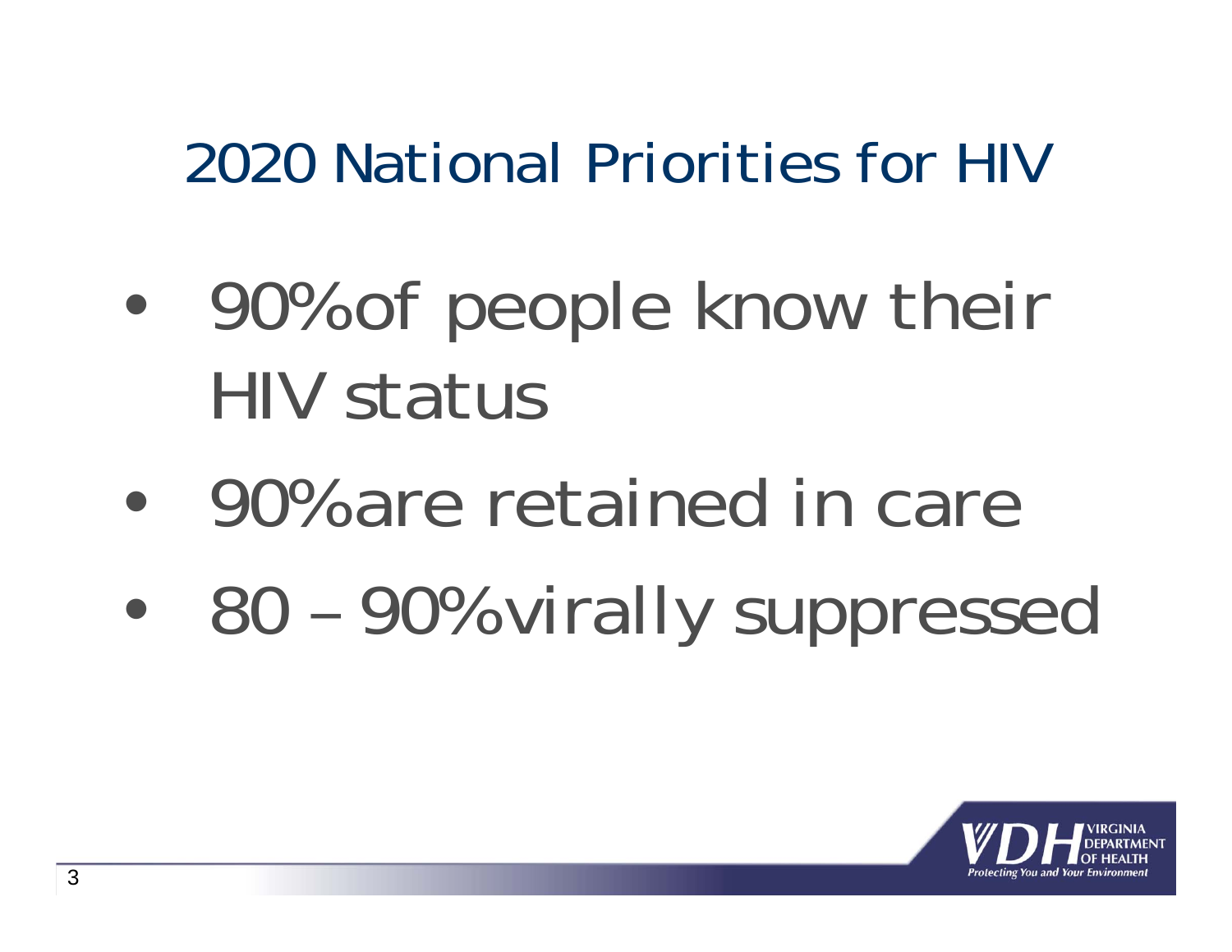# 2020 National Priorities for HIV

- 90% of people know their HIV status
- 90% are retained in care
- 80 – 90% virally suppressed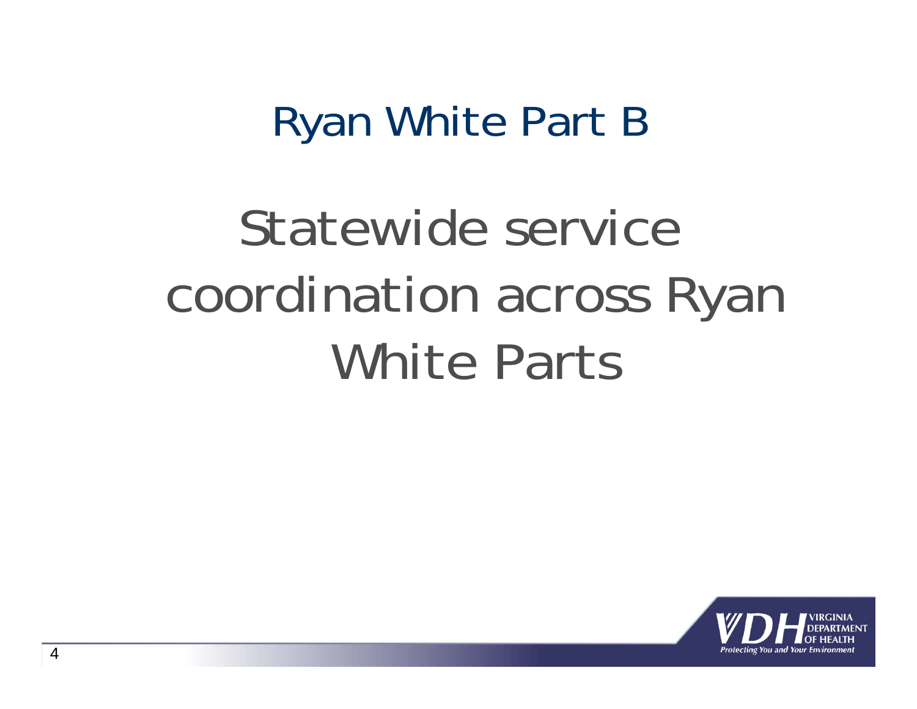# Ryan White Part B

Statewide service coordination across Ryan White Parts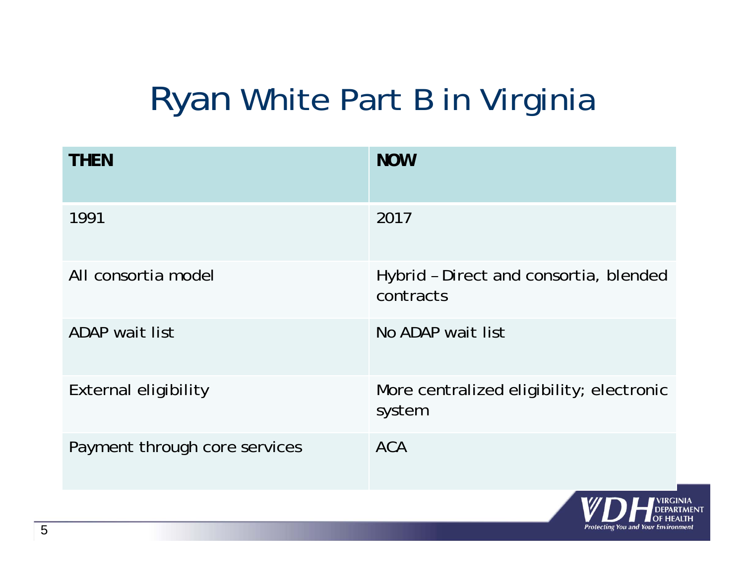# Ryan White Part B in Virginia

| THEN | NOW |
|---|---|
| 1991 | 2017 |
| All consortia model | Hybrid – Direct and consortia, blended contracts |
| ADAP wait list | No ADAP wait list |
| External eligibility | More centralized eligibility; electronic system |
| Payment through core services | ACA |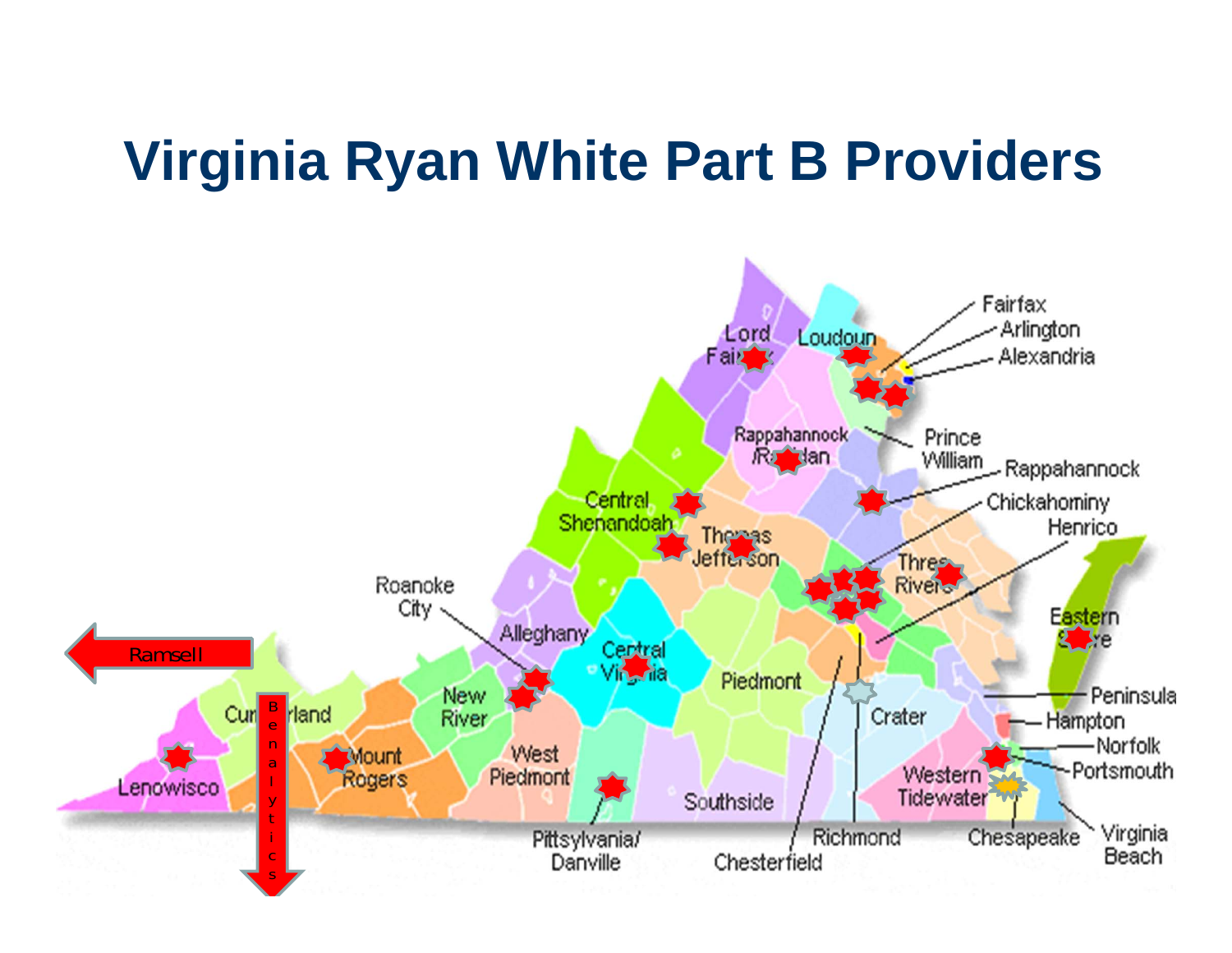# Virginia Ryan White Part B Providers

Fairfax
Arlington
Alexandria
Lord Fairfax
Loudoun
Rappahannock /Rapidan
Prince William
Rappahannock
Chickahominy
Henrico
Central Shenandoah
Thomas Jefferson
Three Rivers
Roanoke City
Alleghany
Eastern Shore
Central Virginia
Piedmont
Ramsell
Cumberland
New River
Peninsula
Crater
Hampton
Norfolk
Portsmouth
Lenowisco
Mount Rogers
West Piedmont
Western Tidewater
Southside
Benalytics
Pittsylvania/ Danville
Chesterfield
Richmond
Chesapeake
Virginia Beach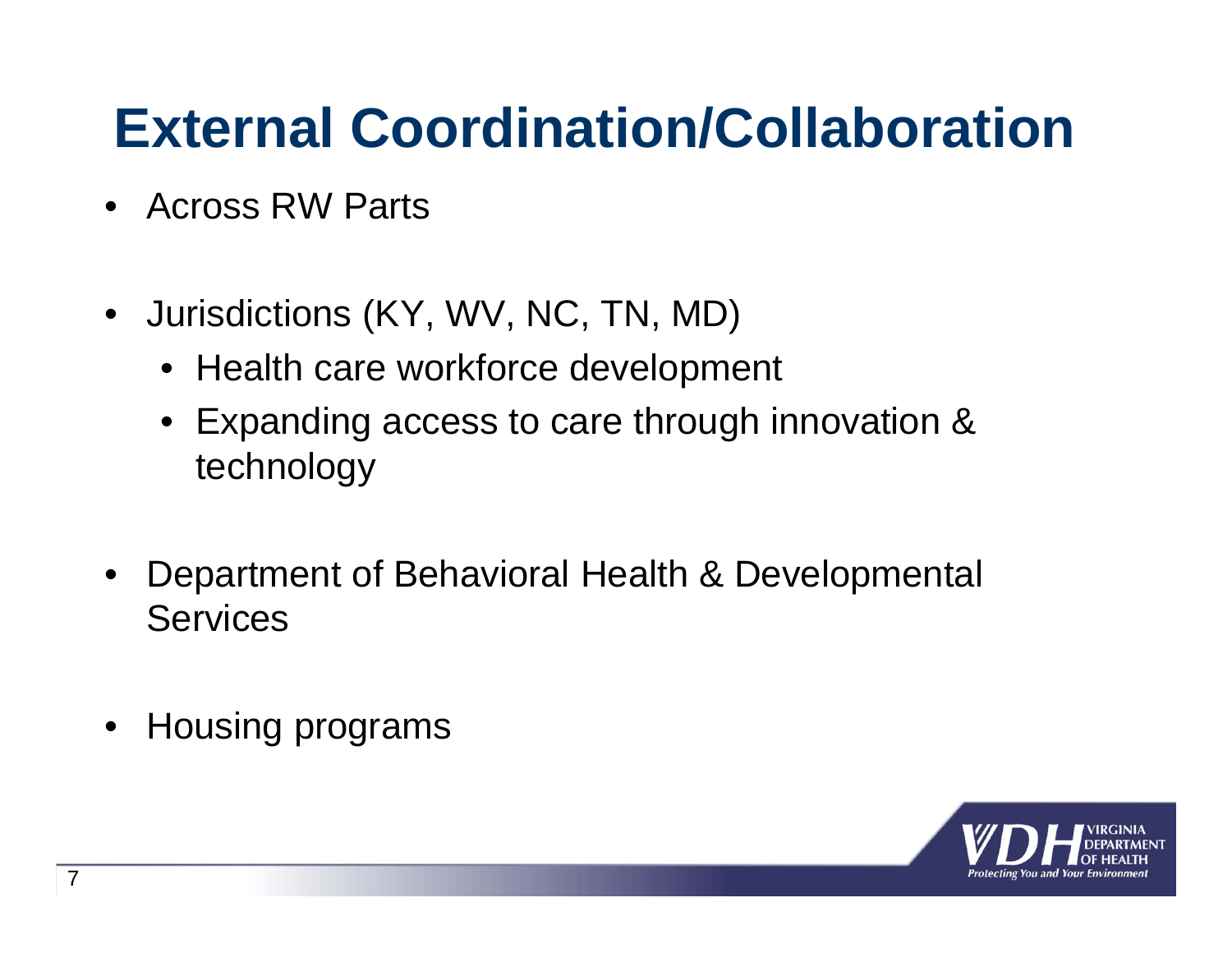# External Coordination/Collaboration

- Across RW Parts
- Jurisdictions (KY, WV, NC, TN, MD)
  - Health care workforce development
  - Expanding access to care through innovation & technology
- Department of Behavioral Health & Developmental Services
- Housing programs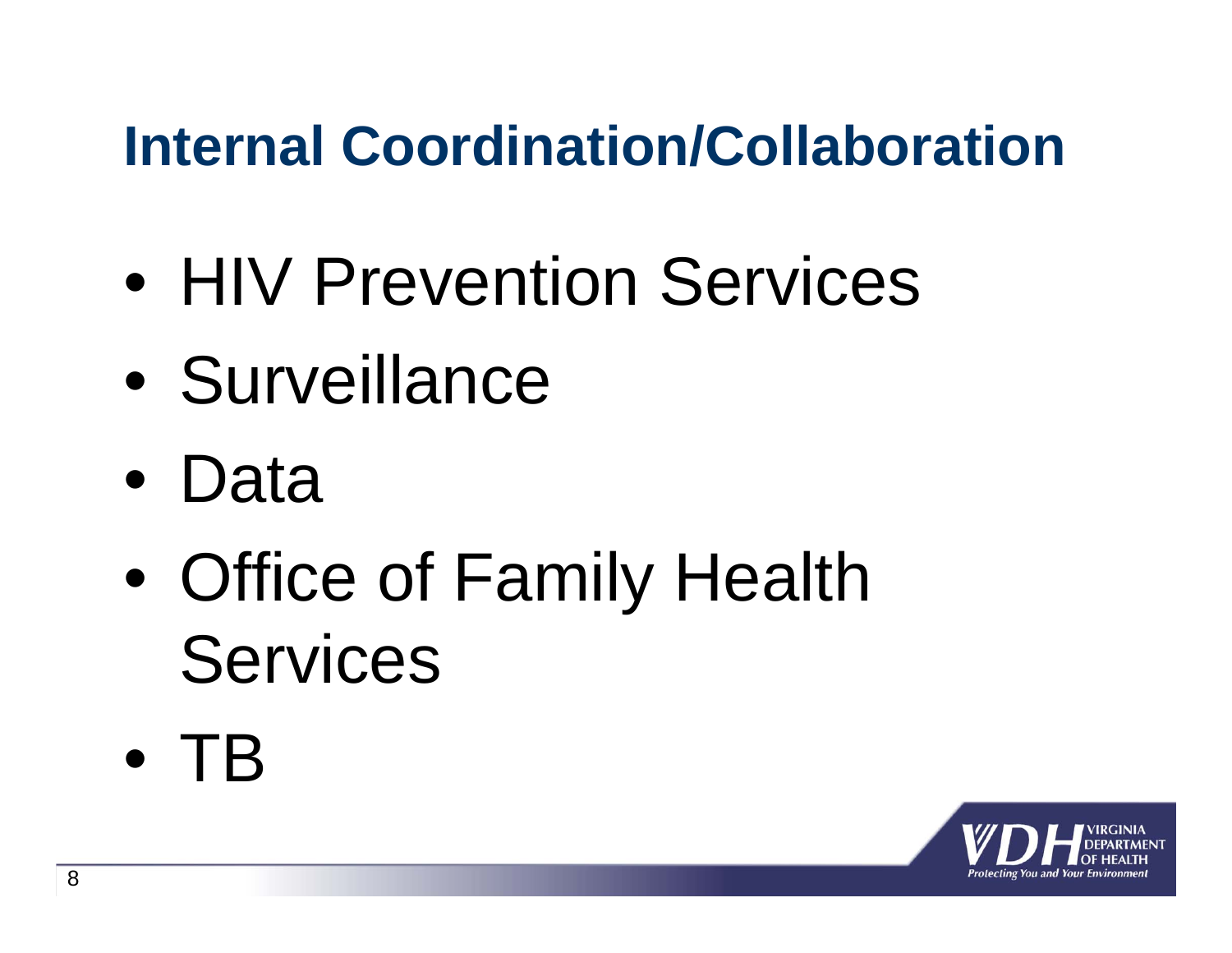# Internal Coordination/Collaboration

- HIV Prevention Services
- Surveillance
- Data
- Office of Family Health Services
- TB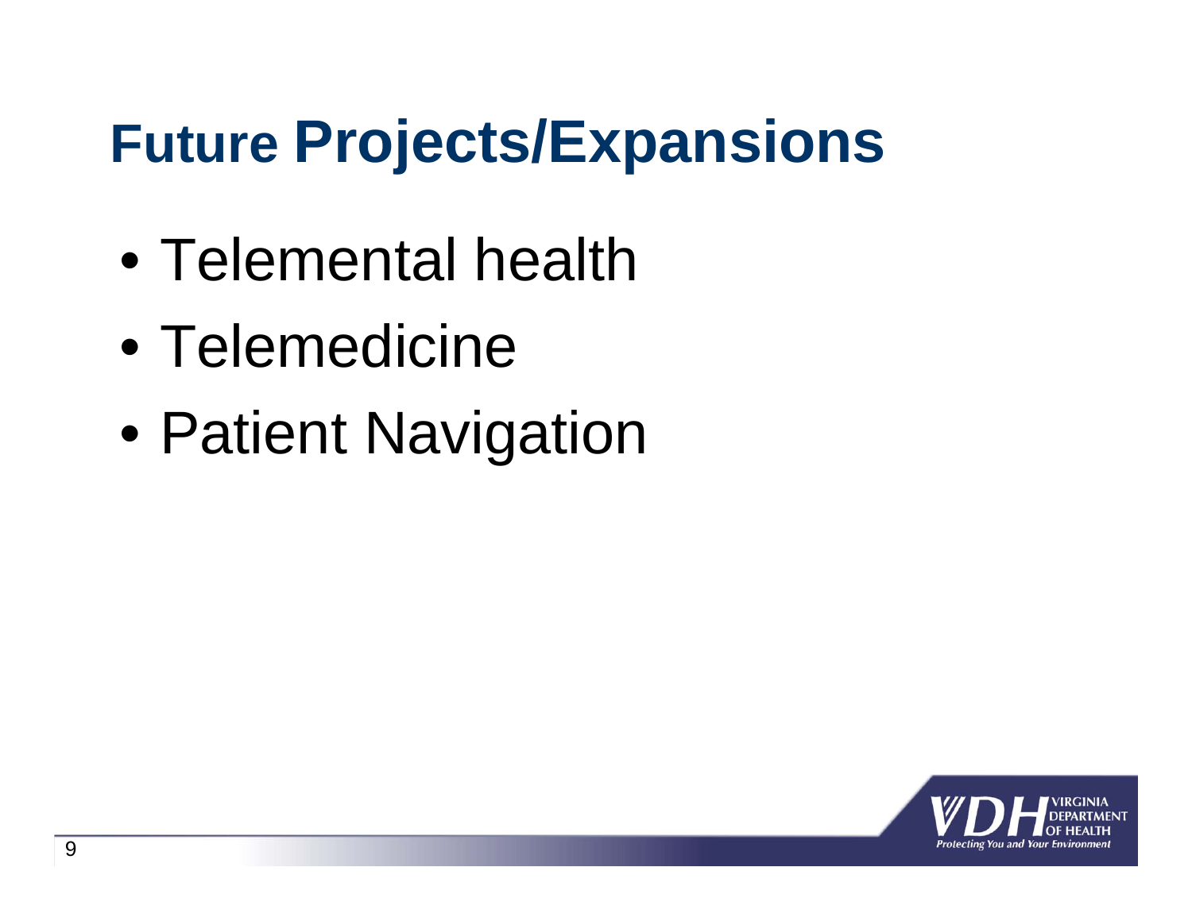# Future Projects/Expansions

- Telemental health
- Telemedicine
- Patient Navigation